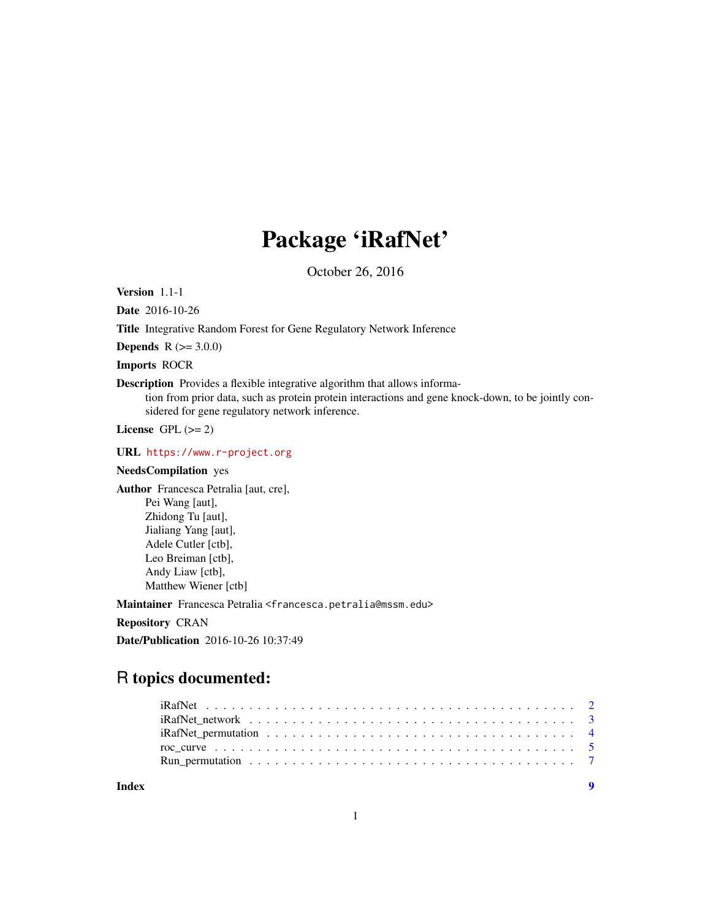# Package 'iRafNet'

October 26, 2016

**Version** 1.1-1

**Date** 2016-10-26

**Title** Integrative Random Forest for Gene Regulatory Network Inference

**Depends** R (>= 3.0.0)

**Imports** ROCR

**Description** Provides a flexible integrative algorithm that allows information from prior data, such as protein protein interactions and gene knock-down, to be jointly considered for gene regulatory network inference.

**License** GPL (>= 2)

**URL** https://www.r-project.org

**NeedsCompilation** yes

**Author** Francesca Petralia [aut, cre],
Pei Wang [aut],
Zhidong Tu [aut],
Jialiang Yang [aut],
Adele Cutler [ctb],
Leo Breiman [ctb],
Andy Liaw [ctb],
Matthew Wiener [ctb]

**Maintainer** Francesca Petralia <francesca.petralia@mssm.edu>

**Repository** CRAN

**Date/Publication** 2016-10-26 10:37:49

## R topics documented:

- iRafNet . . . . . . . . . . . . . . . . . . . . . . . . . . . . . . . . . . . . . . . . . . 2
- iRafNet_network . . . . . . . . . . . . . . . . . . . . . . . . . . . . . . . . . . . . . 3
- iRafNet_permutation . . . . . . . . . . . . . . . . . . . . . . . . . . . . . . . . . . . 4
- roc_curve . . . . . . . . . . . . . . . . . . . . . . . . . . . . . . . . . . . . . . . . . 5
- Run_permutation . . . . . . . . . . . . . . . . . . . . . . . . . . . . . . . . . . . . . 7

**Index** 9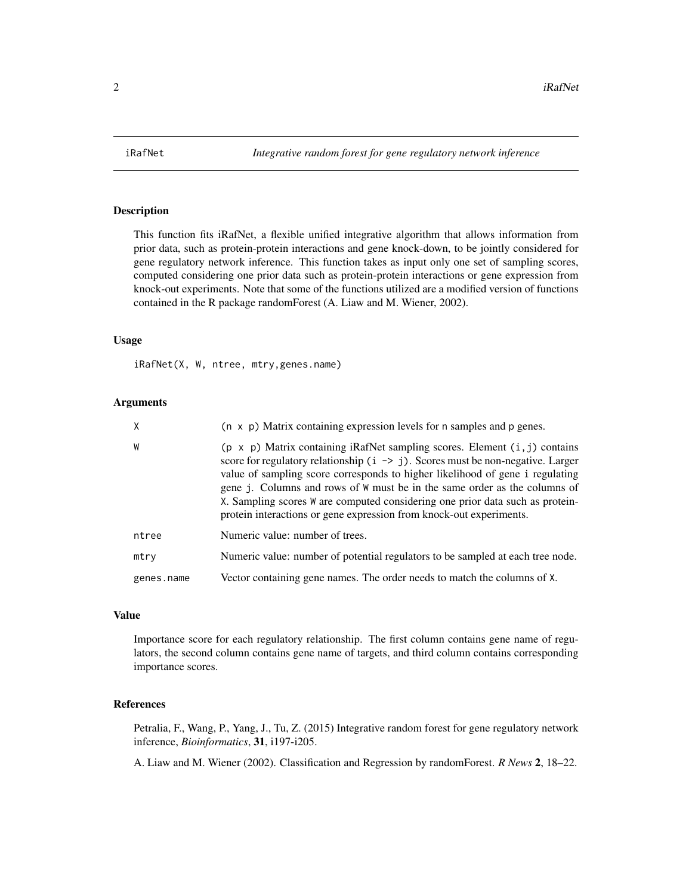# iRafNet — *Integrative random forest for gene regulatory network inference*

## Description

This function fits iRafNet, a flexible unified integrative algorithm that allows information from prior data, such as protein-protein interactions and gene knock-down, to be jointly considered for gene regulatory network inference. This function takes as input only one set of sampling scores, computed considering one prior data such as protein-protein interactions or gene expression from knock-out experiments. Note that some of the functions utilized are a modified version of functions contained in the R package randomForest (A. Liaw and M. Wiener, 2002).

## Usage

```
iRafNet(X, W, ntree, mtry,genes.name)
```

## Arguments

| | |
|---|---|
| `X` | `(n x p)` Matrix containing expression levels for `n` samples and `p` genes. |
| `W` | `(p x p)` Matrix containing iRafNet sampling scores. Element `(i,j)` contains score for regulatory relationship `(i -> j)`. Scores must be non-negative. Larger value of sampling score corresponds to higher likelihood of gene `i` regulating gene `j`. Columns and rows of `W` must be in the same order as the columns of `X`. Sampling scores `W` are computed considering one prior data such as protein-protein interactions or gene expression from knock-out experiments. |
| `ntree` | Numeric value: number of trees. |
| `mtry` | Numeric value: number of potential regulators to be sampled at each tree node. |
| `genes.name` | Vector containing gene names. The order needs to match the columns of `X`. |

## Value

Importance score for each regulatory relationship. The first column contains gene name of regulators, the second column contains gene name of targets, and third column contains corresponding importance scores.

## References

Petralia, F., Wang, P., Yang, J., Tu, Z. (2015) Integrative random forest for gene regulatory network inference, *Bioinformatics*, **31**, i197-i205.

A. Liaw and M. Wiener (2002). Classification and Regression by randomForest. *R News* **2**, 18–22.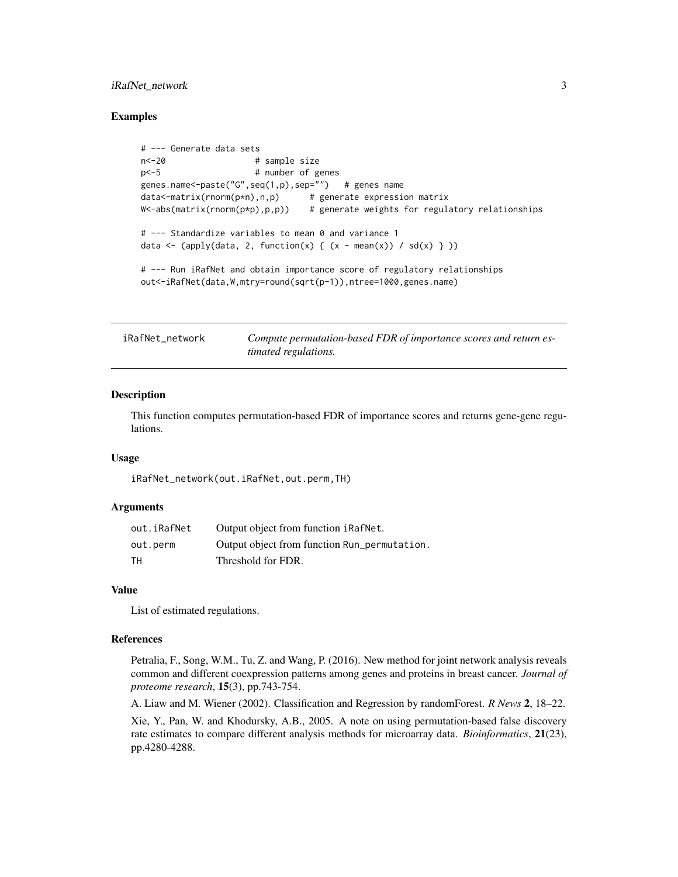### Examples

```
# --- Generate data sets
n<-20                 # sample size
p<-5                  # number of genes
genes.name<-paste("G",seq(1,p),sep="")   # genes name
data<-matrix(rnorm(p*n),n,p)      # generate expression matrix
W<-abs(matrix(rnorm(p*p),p,p))    # generate weights for regulatory relationships

# --- Standardize variables to mean 0 and variance 1
data <- (apply(data, 2, function(x) { (x - mean(x)) / sd(x) } ))

# --- Run iRafNet and obtain importance score of regulatory relationships
out<-iRafNet(data,W,mtry=round(sqrt(p-1)),ntree=1000,genes.name)
```

---

## iRafNet_network — *Compute permutation-based FDR of importance scores and return estimated regulations.*

### Description

This function computes permutation-based FDR of importance scores and returns gene-gene regulations.

### Usage

```
iRafNet_network(out.iRafNet,out.perm,TH)
```

### Arguments

| | |
|---|---|
| out.iRafNet | Output object from function iRafNet. |
| out.perm | Output object from function Run_permutation. |
| TH | Threshold for FDR. |

### Value

List of estimated regulations.

### References

Petralia, F., Song, W.M., Tu, Z. and Wang, P. (2016). New method for joint network analysis reveals common and different coexpression patterns among genes and proteins in breast cancer. *Journal of proteome research*, **15**(3), pp.743-754.

A. Liaw and M. Wiener (2002). Classification and Regression by randomForest. *R News* **2**, 18–22.

Xie, Y., Pan, W. and Khodursky, A.B., 2005. A note on using permutation-based false discovery rate estimates to compare different analysis methods for microarray data. *Bioinformatics*, **21**(23), pp.4280-4288.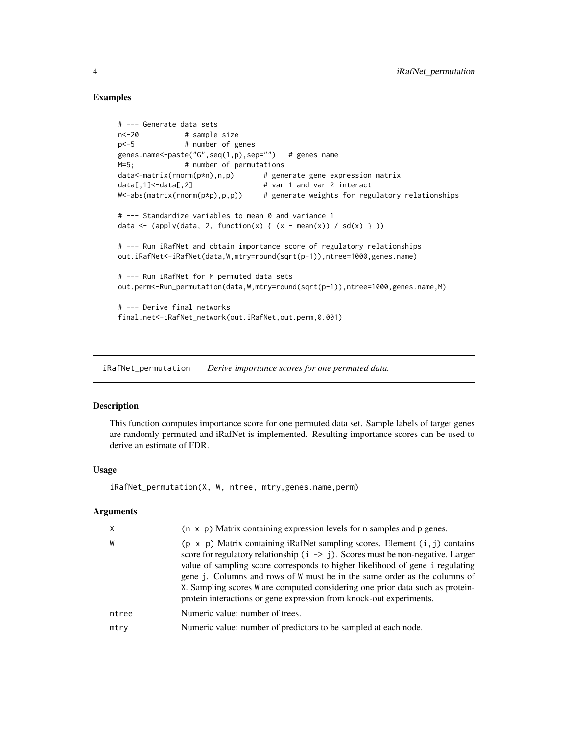## Examples

```
# --- Generate data sets
n<-20           # sample size
p<-5            # number of genes
genes.name<-paste("G",seq(1,p),sep="")   # genes name
M=5;            # number of permutations
data<-matrix(rnorm(p*n),n,p)       # generate gene expression matrix
data[,1]<-data[,2]                 # var 1 and var 2 interact
W<-abs(matrix(rnorm(p*p),p,p))     # generate weights for regulatory relationships

# --- Standardize variables to mean 0 and variance 1
data <- (apply(data, 2, function(x) { (x - mean(x)) / sd(x) } ))

# --- Run iRafNet and obtain importance score of regulatory relationships
out.iRafNet<-iRafNet(data,W,mtry=round(sqrt(p-1)),ntree=1000,genes.name)

# --- Run iRafNet for M permuted data sets
out.perm<-Run_permutation(data,W,mtry=round(sqrt(p-1)),ntree=1000,genes.name,M)

# --- Derive final networks
final.net<-iRafNet_network(out.iRafNet,out.perm,0.001)
```

---

# iRafNet_permutation    *Derive importance scores for one permuted data.*

---

## Description

This function computes importance score for one permuted data set. Sample labels of target genes are randomly permuted and iRafNet is implemented. Resulting importance scores can be used to derive an estimate of FDR.

## Usage

```
iRafNet_permutation(X, W, ntree, mtry,genes.name,perm)
```

## Arguments

| | |
|---|---|
| X | (n x p) Matrix containing expression levels for n samples and p genes. |
| W | (p x p) Matrix containing iRafNet sampling scores. Element (i,j) contains score for regulatory relationship (i -> j). Scores must be non-negative. Larger value of sampling score corresponds to higher likelihood of gene i regulating gene j. Columns and rows of W must be in the same order as the columns of X. Sampling scores W are computed considering one prior data such as protein-protein interactions or gene expression from knock-out experiments. |
| ntree | Numeric value: number of trees. |
| mtry | Numeric value: number of predictors to be sampled at each node. |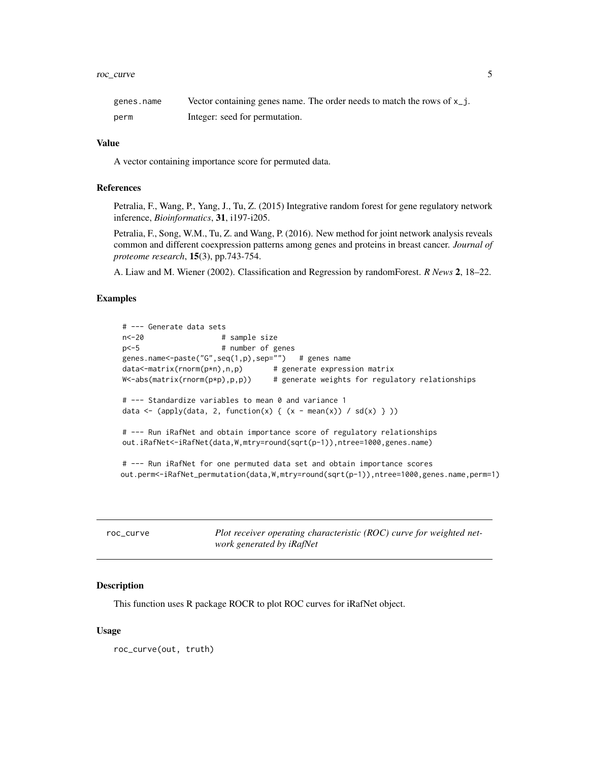| | |
|---|---|
| genes.name | Vector containing genes name. The order needs to match the rows of x_j. |
| perm | Integer: seed for permutation. |

### Value

A vector containing importance score for permuted data.

### References

Petralia, F., Wang, P., Yang, J., Tu, Z. (2015) Integrative random forest for gene regulatory network inference, *Bioinformatics*, **31**, i197-i205.

Petralia, F., Song, W.M., Tu, Z. and Wang, P. (2016). New method for joint network analysis reveals common and different coexpression patterns among genes and proteins in breast cancer. *Journal of proteome research*, **15**(3), pp.743-754.

A. Liaw and M. Wiener (2002). Classification and Regression by randomForest. *R News* **2**, 18–22.

### Examples

```
# --- Generate data sets
n<-20                 # sample size
p<-5                  # number of genes
genes.name<-paste("G",seq(1,p),sep="")   # genes name
data<-matrix(rnorm(p*n),n,p)       # generate expression matrix
W<-abs(matrix(rnorm(p*p),p,p))     # generate weights for regulatory relationships

# --- Standardize variables to mean 0 and variance 1
data <- (apply(data, 2, function(x) { (x - mean(x)) / sd(x) } ))

# --- Run iRafNet and obtain importance score of regulatory relationships
out.iRafNet<-iRafNet(data,W,mtry=round(sqrt(p-1)),ntree=1000,genes.name)

# --- Run iRafNet for one permuted data set and obtain importance scores
out.perm<-iRafNet_permutation(data,W,mtry=round(sqrt(p-1)),ntree=1000,genes.name,perm=1)
```

---

## roc_curve — *Plot receiver operating characteristic (ROC) curve for weighted network generated by iRafNet*

### Description

This function uses R package ROCR to plot ROC curves for iRafNet object.

### Usage

```
roc_curve(out, truth)
```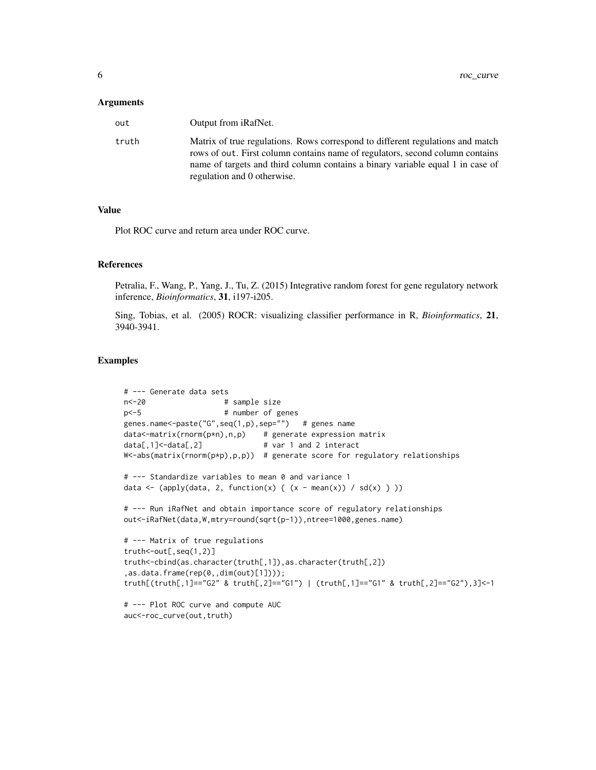### Arguments

| | |
|---|---|
| out | Output from iRafNet. |
| truth | Matrix of true regulations. Rows correspond to different regulations and match rows of out. First column contains name of regulators, second column contains name of targets and third column contains a binary variable equal 1 in case of regulation and 0 otherwise. |

### Value

Plot ROC curve and return area under ROC curve.

### References

Petralia, F., Wang, P., Yang, J., Tu, Z. (2015) Integrative random forest for gene regulatory network inference, *Bioinformatics*, **31**, i197-i205.

Sing, Tobias, et al. (2005) ROCR: visualizing classifier performance in R, *Bioinformatics*, **21**, 3940-3941.

### Examples

```
# --- Generate data sets
n<-20                  # sample size
p<-5                   # number of genes
genes.name<-paste("G",seq(1,p),sep="")   # genes name
data<-matrix(rnorm(p*n),n,p)    # generate expression matrix
data[,1]<-data[,2]              # var 1 and 2 interact
W<-abs(matrix(rnorm(p*p),p,p))  # generate score for regulatory relationships

# --- Standardize variables to mean 0 and variance 1
data <- (apply(data, 2, function(x) { (x - mean(x)) / sd(x) } ))

# --- Run iRafNet and obtain importance score of regulatory relationships
out<-iRafNet(data,W,mtry=round(sqrt(p-1)),ntree=1000,genes.name)

# --- Matrix of true regulations
truth<-out[,seq(1,2)]
truth<-cbind(as.character(truth[,1]),as.character(truth[,2])
,as.data.frame(rep(0,,dim(out)[1])));
truth[(truth[,1]=="G2" & truth[,2]=="G1") | (truth[,1]=="G1" & truth[,2]=="G2"),3]<-1

# --- Plot ROC curve and compute AUC
auc<-roc_curve(out,truth)
```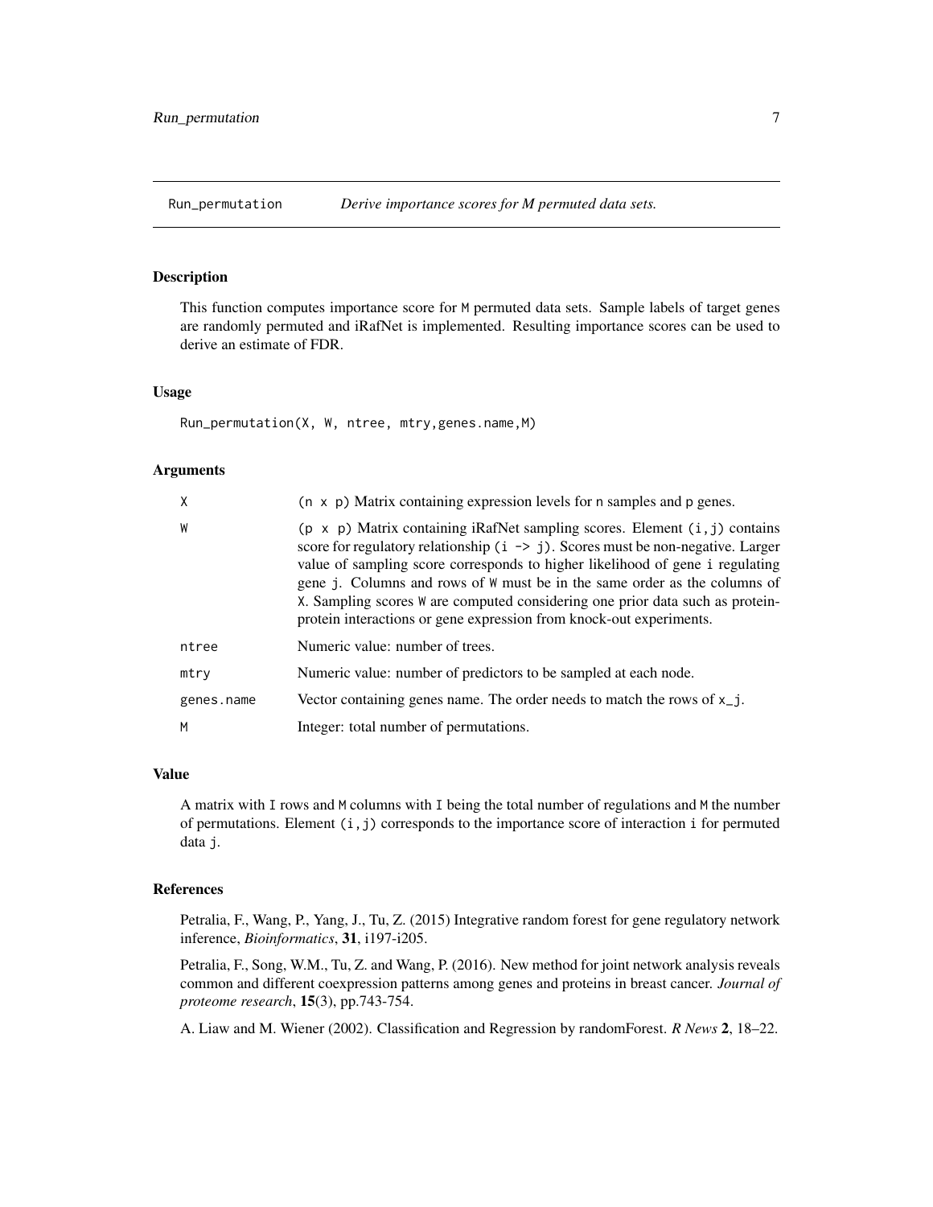## Run_permutation *Derive importance scores for M permuted data sets.*

### Description

This function computes importance score for M permuted data sets. Sample labels of target genes are randomly permuted and iRafNet is implemented. Resulting importance scores can be used to derive an estimate of FDR.

### Usage

```
Run_permutation(X, W, ntree, mtry,genes.name,M)
```

### Arguments

| | |
|---|---|
| X | (n x p) Matrix containing expression levels for n samples and p genes. |
| W | (p x p) Matrix containing iRafNet sampling scores. Element (i,j) contains score for regulatory relationship (i -> j). Scores must be non-negative. Larger value of sampling score corresponds to higher likelihood of gene i regulating gene j. Columns and rows of W must be in the same order as the columns of X. Sampling scores W are computed considering one prior data such as protein-protein interactions or gene expression from knock-out experiments. |
| ntree | Numeric value: number of trees. |
| mtry | Numeric value: number of predictors to be sampled at each node. |
| genes.name | Vector containing genes name. The order needs to match the rows of x_j. |
| M | Integer: total number of permutations. |

### Value

A matrix with I rows and M columns with I being the total number of regulations and M the number of permutations. Element (i,j) corresponds to the importance score of interaction i for permuted data j.

### References

Petralia, F., Wang, P., Yang, J., Tu, Z. (2015) Integrative random forest for gene regulatory network inference, *Bioinformatics*, **31**, i197-i205.

Petralia, F., Song, W.M., Tu, Z. and Wang, P. (2016). New method for joint network analysis reveals common and different coexpression patterns among genes and proteins in breast cancer. *Journal of proteome research*, **15**(3), pp.743-754.

A. Liaw and M. Wiener (2002). Classification and Regression by randomForest. *R News* **2**, 18–22.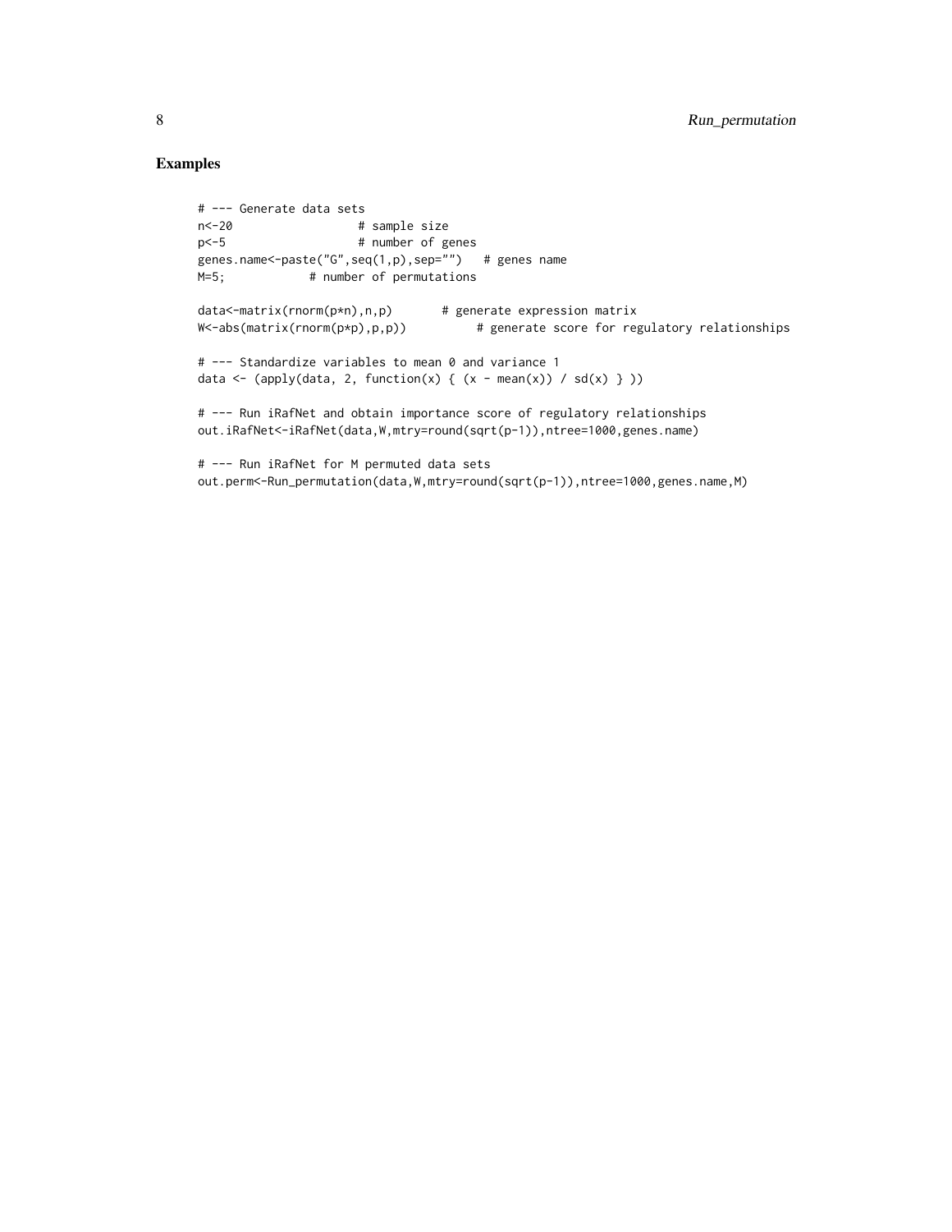## Examples

```
# --- Generate data sets
n<-20                  # sample size
p<-5                   # number of genes
genes.name<-paste("G",seq(1,p),sep="")   # genes name
M=5;            # number of permutations

data<-matrix(rnorm(p*n),n,p)       # generate expression matrix
W<-abs(matrix(rnorm(p*p),p,p))          # generate score for regulatory relationships

# --- Standardize variables to mean 0 and variance 1
data <- (apply(data, 2, function(x) { (x - mean(x)) / sd(x) } ))

# --- Run iRafNet and obtain importance score of regulatory relationships
out.iRafNet<-iRafNet(data,W,mtry=round(sqrt(p-1)),ntree=1000,genes.name)

# --- Run iRafNet for M permuted data sets
out.perm<-Run_permutation(data,W,mtry=round(sqrt(p-1)),ntree=1000,genes.name,M)
```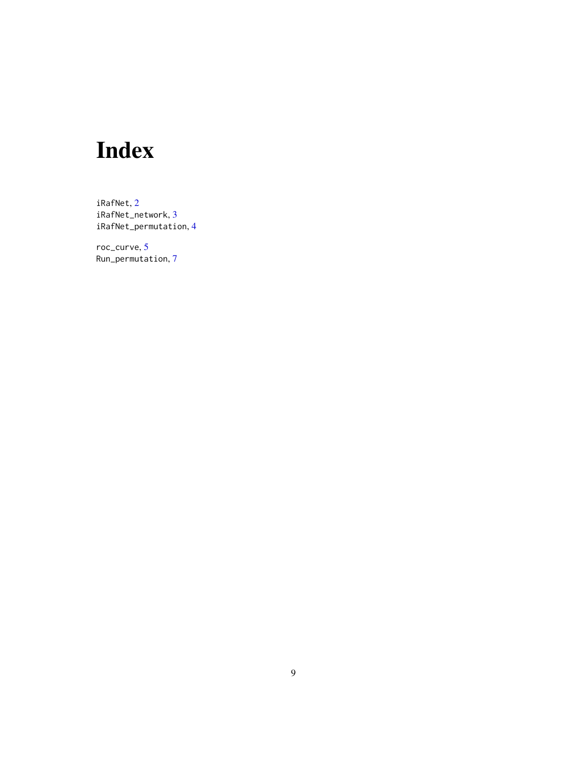# Index

iRafNet, 2
iRafNet_network, 3
iRafNet_permutation, 4

roc_curve, 5
Run_permutation, 7